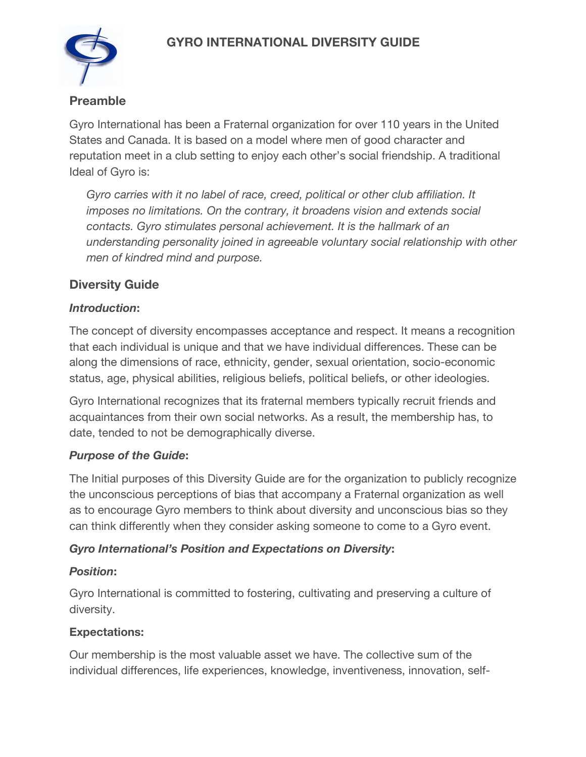# GYRO INTERNATIONAL DIVERSITY GUIDE

## Preamble

Gyro International has been a Fraternal organization for over 110 years in the United States and Canada. It is based on a model where men of good character and reputation meet in a club setting to enjoy each other's social friendship. A traditional Ideal of Gyro is:

> *Gyro carries with it no label of race, creed, political or other club affiliation. It imposes no limitations. On the contrary, it broadens vision and extends social contacts. Gyro stimulates personal achievement. It is the hallmark of an understanding personality joined in agreeable voluntary social relationship with other men of kindred mind and purpose.*

## Diversity Guide

### *Introduction*:

The concept of diversity encompasses acceptance and respect. It means a recognition that each individual is unique and that we have individual differences. These can be along the dimensions of race, ethnicity, gender, sexual orientation, socio-economic status, age, physical abilities, religious beliefs, political beliefs, or other ideologies.

Gyro International recognizes that its fraternal members typically recruit friends and acquaintances from their own social networks. As a result, the membership has, to date, tended to not be demographically diverse.

### *Purpose of the Guide*:

The Initial purposes of this Diversity Guide are for the organization to publicly recognize the unconscious perceptions of bias that accompany a Fraternal organization as well as to encourage Gyro members to think about diversity and unconscious bias so they can think differently when they consider asking someone to come to a Gyro event.

### *Gyro International's Position and Expectations on Diversity*:

### *Position*:

Gyro International is committed to fostering, cultivating and preserving a culture of diversity.

### Expectations:

Our membership is the most valuable asset we have. The collective sum of the individual differences, life experiences, knowledge, inventiveness, innovation, self-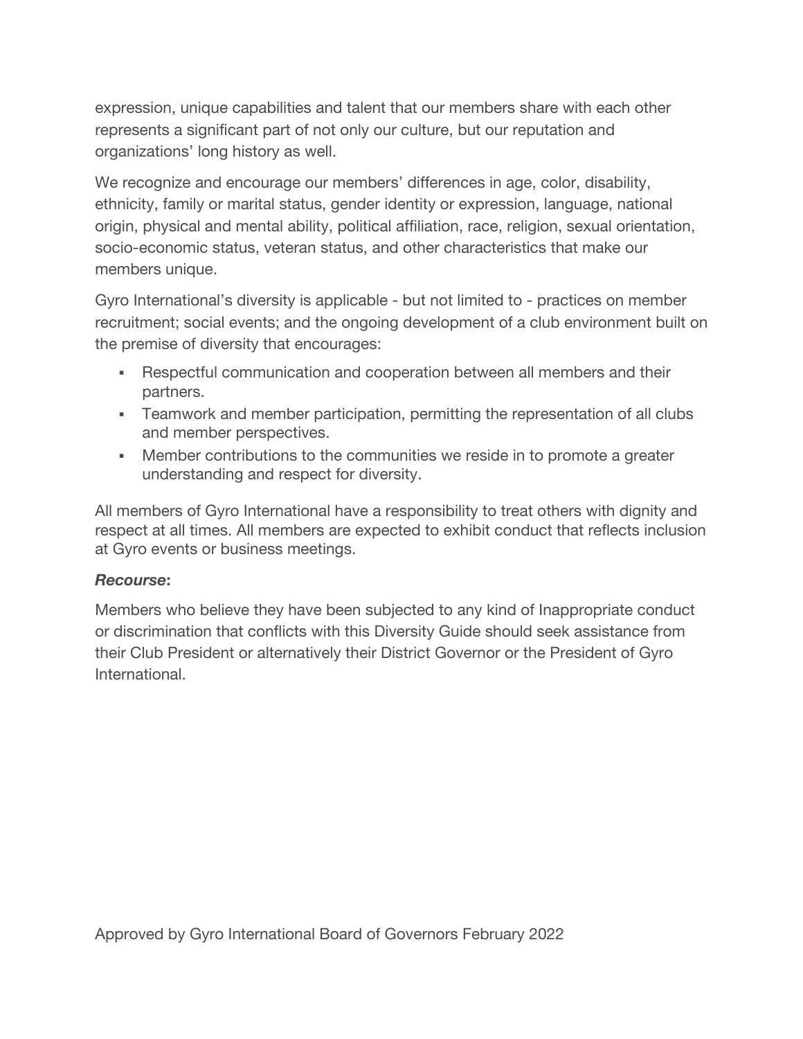expression, unique capabilities and talent that our members share with each other represents a significant part of not only our culture, but our reputation and organizations' long history as well.

We recognize and encourage our members' differences in age, color, disability, ethnicity, family or marital status, gender identity or expression, language, national origin, physical and mental ability, political affiliation, race, religion, sexual orientation, socio-economic status, veteran status, and other characteristics that make our members unique.

Gyro International's diversity is applicable - but not limited to - practices on member recruitment; social events; and the ongoing development of a club environment built on the premise of diversity that encourages:

- Respectful communication and cooperation between all members and their partners.
- Teamwork and member participation, permitting the representation of all clubs and member perspectives.
- Member contributions to the communities we reside in to promote a greater understanding and respect for diversity.

All members of Gyro International have a responsibility to treat others with dignity and respect at all times. All members are expected to exhibit conduct that reflects inclusion at Gyro events or business meetings.

***Recourse*:**

Members who believe they have been subjected to any kind of Inappropriate conduct or discrimination that conflicts with this Diversity Guide should seek assistance from their Club President or alternatively their District Governor or the President of Gyro International.

Approved by Gyro International Board of Governors February 2022